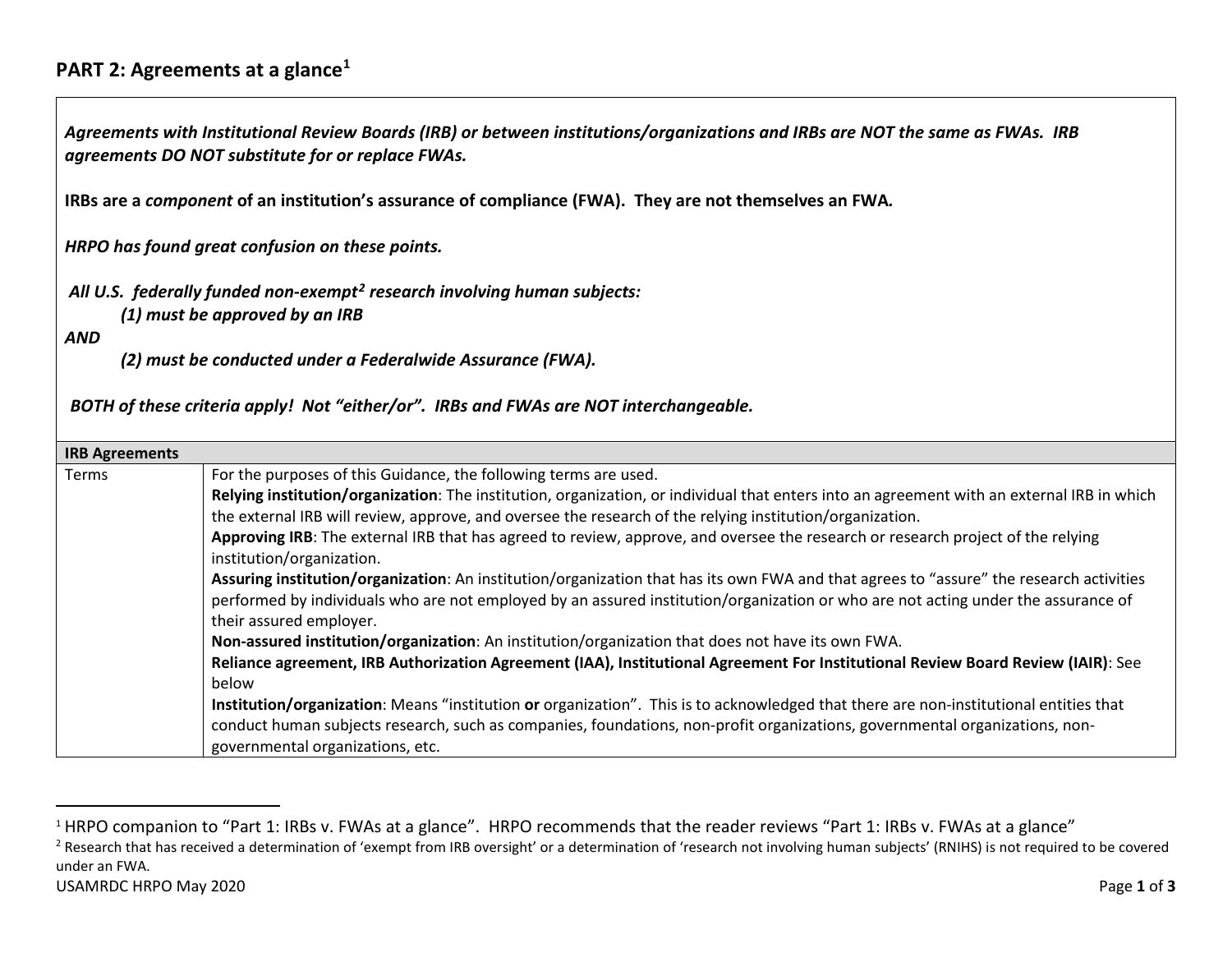## PART 2: Agreements at a glance[1]

***Agreements with Institutional Review Boards (IRB) or between institutions/organizations and IRBs are NOT the same as FWAs. IRB agreements DO NOT substitute for or replace FWAs.***

**IRBs are a *component* of an institution's assurance of compliance (FWA). They are not themselves an FWA.**

***HRPO has found great confusion on these points.***

***All U.S. federally funded non-exempt[2] research involving human subjects:***

***(1) must be approved by an IRB***

***AND***

***(2) must be conducted under a Federalwide Assurance (FWA).***

***BOTH of these criteria apply! Not "either/or". IRBs and FWAs are NOT interchangeable.***

| **IRB Agreements** | |
|---|---|
| Terms | For the purposes of this Guidance, the following terms are used.<br>**Relying institution/organization**: The institution, organization, or individual that enters into an agreement with an external IRB in which the external IRB will review, approve, and oversee the research of the relying institution/organization.<br>**Approving IRB**: The external IRB that has agreed to review, approve, and oversee the research or research project of the relying institution/organization.<br>**Assuring institution/organization**: An institution/organization that has its own FWA and that agrees to "assure" the research activities performed by individuals who are not employed by an assured institution/organization or who are not acting under the assurance of their assured employer.<br>**Non-assured institution/organization**: An institution/organization that does not have its own FWA.<br>**Reliance agreement, IRB Authorization Agreement (IAA), Institutional Agreement For Institutional Review Board Review (IAIR)**: See below<br>**Institution/organization**: Means "institution **or** organization". This is to acknowledged that there are non-institutional entities that conduct human subjects research, such as companies, foundations, non-profit organizations, governmental organizations, non-governmental organizations, etc. |

[1] HRPO companion to "Part 1: IRBs v. FWAs at a glance". HRPO recommends that the reader reviews "Part 1: IRBs v. FWAs at a glance"

[2] Research that has received a determination of 'exempt from IRB oversight' or a determination of 'research not involving human subjects' (RNIHS) is not required to be covered under an FWA.

USAMRDC HRPO May 2020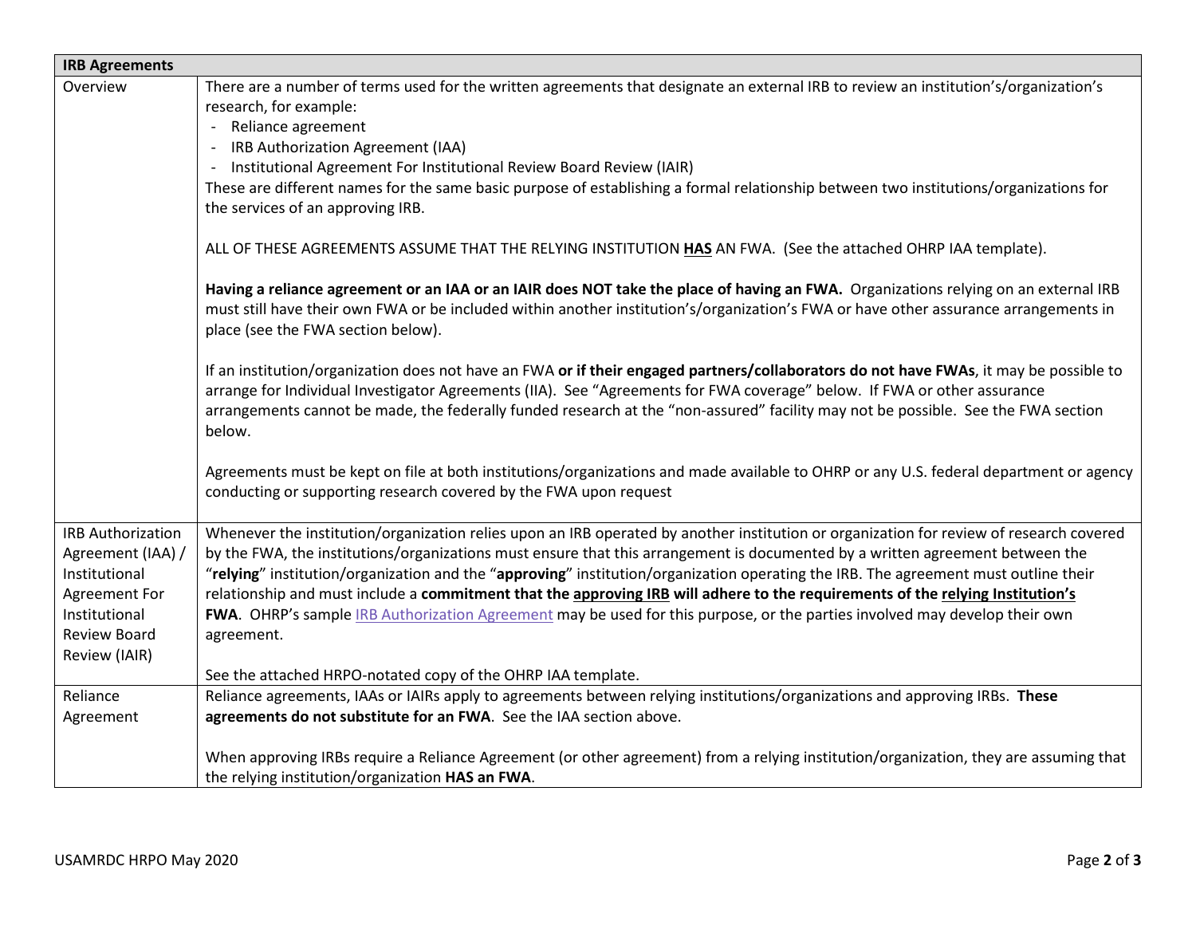| IRB Agreements | |
|---|---|
| Overview | There are a number of terms used for the written agreements that designate an external IRB to review an institution's/organization's research, for example:<br>- Reliance agreement<br>- IRB Authorization Agreement (IAA)<br>- Institutional Agreement For Institutional Review Board Review (IAIR)<br>These are different names for the same basic purpose of establishing a formal relationship between two institutions/organizations for the services of an approving IRB.<br><br>ALL OF THESE AGREEMENTS ASSUME THAT THE RELYING INSTITUTION **<u>HAS</u>** AN FWA. (See the attached OHRP IAA template).<br><br>**Having a reliance agreement or an IAA or an IAIR does NOT take the place of having an FWA.** Organizations relying on an external IRB must still have their own FWA or be included within another institution's/organization's FWA or have other assurance arrangements in place (see the FWA section below).<br><br>If an institution/organization does not have an FWA **or if their engaged partners/collaborators do not have FWAs**, it may be possible to arrange for Individual Investigator Agreements (IIA). See "Agreements for FWA coverage" below. If FWA or other assurance arrangements cannot be made, the federally funded research at the "non-assured" facility may not be possible. See the FWA section below.<br><br>Agreements must be kept on file at both institutions/organizations and made available to OHRP or any U.S. federal department or agency conducting or supporting research covered by the FWA upon request |
| IRB Authorization Agreement (IAA) / Institutional Agreement For Institutional Review Board Review (IAIR) | Whenever the institution/organization relies upon an IRB operated by another institution or organization for review of research covered by the FWA, the institutions/organizations must ensure that this arrangement is documented by a written agreement between the "**relying**" institution/organization and the "**approving**" institution/organization operating the IRB. The agreement must outline their relationship and must include a **commitment that the <u>approving IRB</u> will adhere to the requirements of the <u>relying Institution's</u> FWA**. OHRP's sample IRB Authorization Agreement may be used for this purpose, or the parties involved may develop their own agreement.<br><br>See the attached HRPO-notated copy of the OHRP IAA template. |
| Reliance Agreement | Reliance agreements, IAAs or IAIRs apply to agreements between relying institutions/organizations and approving IRBs. **These agreements do not substitute for an FWA**. See the IAA section above.<br><br>When approving IRBs require a Reliance Agreement (or other agreement) from a relying institution/organization, they are assuming that the relying institution/organization **HAS an FWA**. |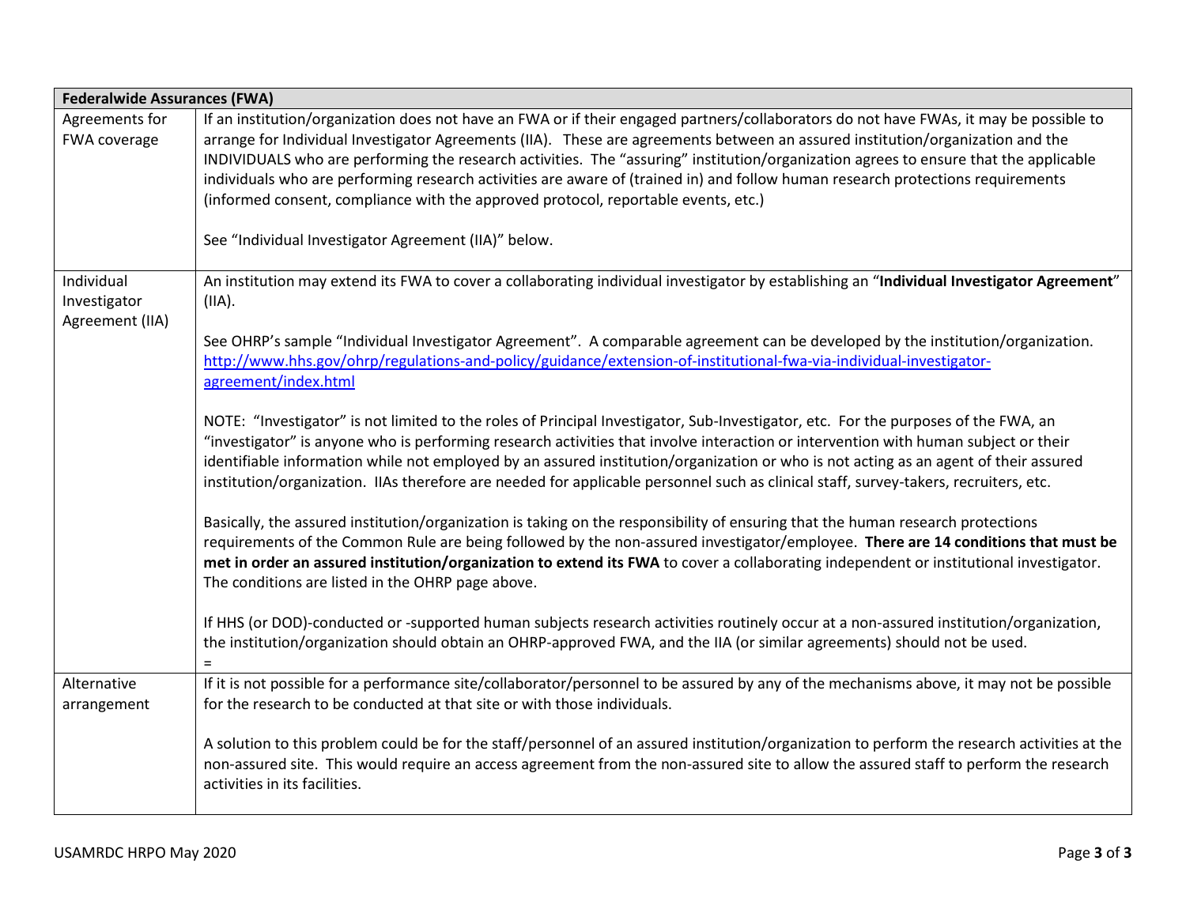| Federalwide Assurances (FWA) | |
|---|---|
| Agreements for FWA coverage | If an institution/organization does not have an FWA or if their engaged partners/collaborators do not have FWAs, it may be possible to arrange for Individual Investigator Agreements (IIA). These are agreements between an assured institution/organization and the INDIVIDUALS who are performing the research activities. The "assuring" institution/organization agrees to ensure that the applicable individuals who are performing research activities are aware of (trained in) and follow human research protections requirements (informed consent, compliance with the approved protocol, reportable events, etc.)<br><br>See "Individual Investigator Agreement (IIA)" below. |
| Individual Investigator Agreement (IIA) | An institution may extend its FWA to cover a collaborating individual investigator by establishing an "**Individual Investigator Agreement**" (IIA).<br><br>See OHRP's sample "Individual Investigator Agreement". A comparable agreement can be developed by the institution/organization. [http://www.hhs.gov/ohrp/regulations-and-policy/guidance/extension-of-institutional-fwa-via-individual-investigator-agreement/index.html](http://www.hhs.gov/ohrp/regulations-and-policy/guidance/extension-of-institutional-fwa-via-individual-investigator-agreement/index.html)<br><br>NOTE: "Investigator" is not limited to the roles of Principal Investigator, Sub-Investigator, etc. For the purposes of the FWA, an "investigator" is anyone who is performing research activities that involve interaction or intervention with human subject or their identifiable information while not employed by an assured institution/organization or who is not acting as an agent of their assured institution/organization. IIAs therefore are needed for applicable personnel such as clinical staff, survey-takers, recruiters, etc.<br><br>Basically, the assured institution/organization is taking on the responsibility of ensuring that the human research protections requirements of the Common Rule are being followed by the non-assured investigator/employee. **There are 14 conditions that must be met in order an assured institution/organization to extend its FWA** to cover a collaborating independent or institutional investigator. The conditions are listed in the OHRP page above.<br><br>If HHS (or DOD)-conducted or -supported human subjects research activities routinely occur at a non-assured institution/organization, the institution/organization should obtain an OHRP-approved FWA, and the IIA (or similar agreements) should not be used.<br>= |
| Alternative arrangement | If it is not possible for a performance site/collaborator/personnel to be assured by any of the mechanisms above, it may not be possible for the research to be conducted at that site or with those individuals.<br><br>A solution to this problem could be for the staff/personnel of an assured institution/organization to perform the research activities at the non-assured site. This would require an access agreement from the non-assured site to allow the assured staff to perform the research activities in its facilities. |